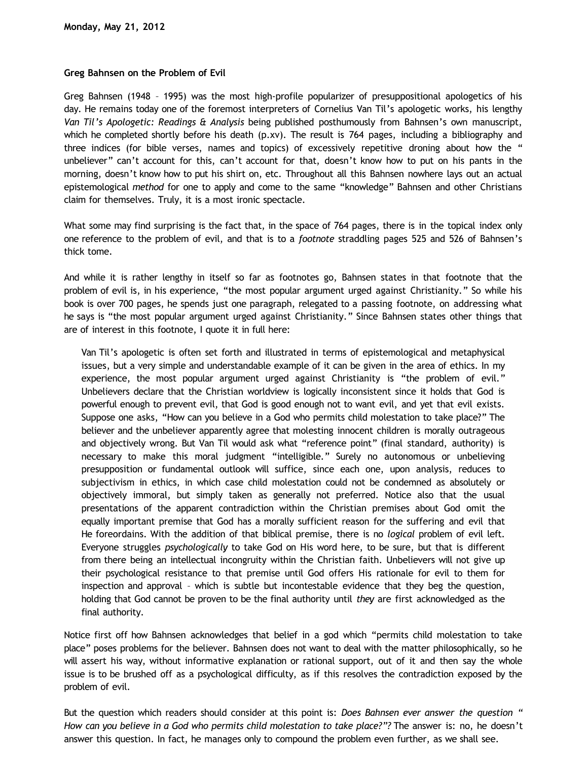**Monday, May 21, 2012**

**Greg Bahnsen on the Problem of Evil**

Greg Bahnsen (1948 – 1995) was the most high-profile popularizer of presuppositional apologetics of his day. He remains today one of the foremost interpreters of Cornelius Van Til's apologetic works, his lengthy *Van Til's Apologetic: Readings & Analysis* being published posthumously from Bahnsen's own manuscript, which he completed shortly before his death (p.xv). The result is 764 pages, including a bibliography and three indices (for bible verses, names and topics) of excessively repetitive droning about how the " unbeliever" can't account for this, can't account for that, doesn't know how to put on his pants in the morning, doesn't know how to put his shirt on, etc. Throughout all this Bahnsen nowhere lays out an actual epistemological *method* for one to apply and come to the same "knowledge" Bahnsen and other Christians claim for themselves. Truly, it is a most ironic spectacle.

What some may find surprising is the fact that, in the space of 764 pages, there is in the topical index only one reference to the problem of evil, and that is to a *footnote* straddling pages 525 and 526 of Bahnsen's thick tome.

And while it is rather lengthy in itself so far as footnotes go, Bahnsen states in that footnote that the problem of evil is, in his experience, "the most popular argument urged against Christianity." So while his book is over 700 pages, he spends just one paragraph, relegated to a passing footnote, on addressing what he says is "the most popular argument urged against Christianity." Since Bahnsen states other things that are of interest in this footnote, I quote it in full here:

> Van Til's apologetic is often set forth and illustrated in terms of epistemological and metaphysical issues, but a very simple and understandable example of it can be given in the area of ethics. In my experience, the most popular argument urged against Christianity is "the problem of evil." Unbelievers declare that the Christian worldview is logically inconsistent since it holds that God is powerful enough to prevent evil, that God is good enough not to want evil, and yet that evil exists. Suppose one asks, "How can you believe in a God who permits child molestation to take place?" The believer and the unbeliever apparently agree that molesting innocent children is morally outrageous and objectively wrong. But Van Til would ask what "reference point" (final standard, authority) is necessary to make this moral judgment "intelligible." Surely no autonomous or unbelieving presupposition or fundamental outlook will suffice, since each one, upon analysis, reduces to subjectivism in ethics, in which case child molestation could not be condemned as absolutely or objectively immoral, but simply taken as generally not preferred. Notice also that the usual presentations of the apparent contradiction within the Christian premises about God omit the equally important premise that God has a morally sufficient reason for the suffering and evil that He foreordains. With the addition of that biblical premise, there is no *logical* problem of evil left. Everyone struggles *psychologically* to take God on His word here, to be sure, but that is different from there being an intellectual incongruity within the Christian faith. Unbelievers will not give up their psychological resistance to that premise until God offers His rationale for evil to them for inspection and approval – which is subtle but incontestable evidence that they beg the question, holding that God cannot be proven to be the final authority until *they* are first acknowledged as the final authority.

Notice first off how Bahnsen acknowledges that belief in a god which "permits child molestation to take place" poses problems for the believer. Bahnsen does not want to deal with the matter philosophically, so he will assert his way, without informative explanation or rational support, out of it and then say the whole issue is to be brushed off as a psychological difficulty, as if this resolves the contradiction exposed by the problem of evil.

But the question which readers should consider at this point is: *Does Bahnsen ever answer the question " How can you believe in a God who permits child molestation to take place?"?* The answer is: no, he doesn't answer this question. In fact, he manages only to compound the problem even further, as we shall see.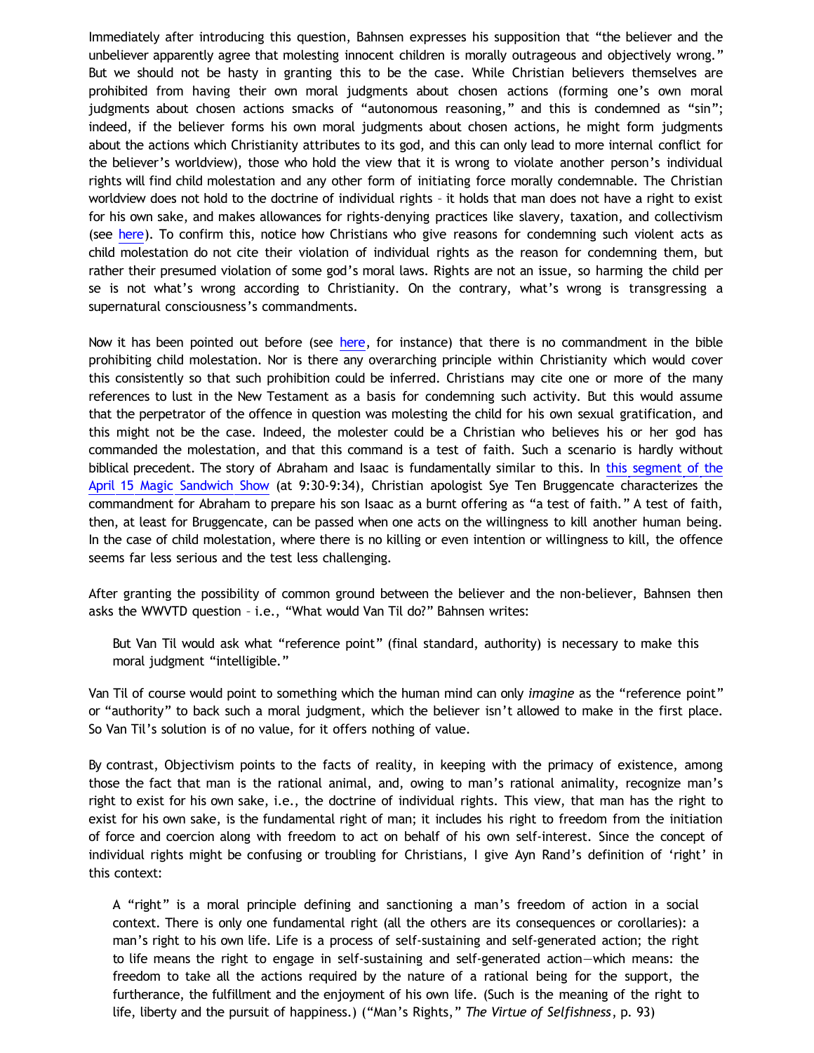Immediately after introducing this question, Bahnsen expresses his supposition that "the believer and the unbeliever apparently agree that molesting innocent children is morally outrageous and objectively wrong." But we should not be hasty in granting this to be the case. While Christian believers themselves are prohibited from having their own moral judgments about chosen actions (forming one's own moral judgments about chosen actions smacks of "autonomous reasoning," and this is condemned as "sin"; indeed, if the believer forms his own moral judgments about chosen actions, he might form judgments about the actions which Christianity attributes to its god, and this can only lead to more internal conflict for the believer's worldview), those who hold the view that it is wrong to violate another person's individual rights will find child molestation and any other form of initiating force morally condemnable. The Christian worldview does not hold to the doctrine of individual rights – it holds that man does not have a right to exist for his own sake, and makes allowances for rights-denying practices like slavery, taxation, and collectivism (see here). To confirm this, notice how Christians who give reasons for condemning such violent acts as child molestation do not cite their violation of individual rights as the reason for condemning them, but rather their presumed violation of some god's moral laws. Rights are not an issue, so harming the child per se is not what's wrong according to Christianity. On the contrary, what's wrong is transgressing a supernatural consciousness's commandments.

Now it has been pointed out before (see here, for instance) that there is no commandment in the bible prohibiting child molestation. Nor is there any overarching principle within Christianity which would cover this consistently so that such prohibition could be inferred. Christians may cite one or more of the many references to lust in the New Testament as a basis for condemning such activity. But this would assume that the perpetrator of the offence in question was molesting the child for his own sexual gratification, and this might not be the case. Indeed, the molester could be a Christian who believes his or her god has commanded the molestation, and that this command is a test of faith. Such a scenario is hardly without biblical precedent. The story of Abraham and Isaac is fundamentally similar to this. In this segment of the April 15 Magic Sandwich Show (at 9:30-9:34), Christian apologist Sye Ten Bruggencate characterizes the commandment for Abraham to prepare his son Isaac as a burnt offering as "a test of faith." A test of faith, then, at least for Bruggencate, can be passed when one acts on the willingness to kill another human being. In the case of child molestation, where there is no killing or even intention or willingness to kill, the offence seems far less serious and the test less challenging.

After granting the possibility of common ground between the believer and the non-believer, Bahnsen then asks the WWVTD question – i.e., "What would Van Til do?" Bahnsen writes:

> But Van Til would ask what "reference point" (final standard, authority) is necessary to make this moral judgment "intelligible."

Van Til of course would point to something which the human mind can only *imagine* as the "reference point" or "authority" to back such a moral judgment, which the believer isn't allowed to make in the first place. So Van Til's solution is of no value, for it offers nothing of value.

By contrast, Objectivism points to the facts of reality, in keeping with the primacy of existence, among those the fact that man is the rational animal, and, owing to man's rational animality, recognize man's right to exist for his own sake, i.e., the doctrine of individual rights. This view, that man has the right to exist for his own sake, is the fundamental right of man; it includes his right to freedom from the initiation of force and coercion along with freedom to act on behalf of his own self-interest. Since the concept of individual rights might be confusing or troubling for Christians, I give Ayn Rand's definition of 'right' in this context:

> A "right" is a moral principle defining and sanctioning a man's freedom of action in a social context. There is only one fundamental right (all the others are its consequences or corollaries): a man's right to his own life. Life is a process of self-sustaining and self-generated action; the right to life means the right to engage in self-sustaining and self-generated action—which means: the freedom to take all the actions required by the nature of a rational being for the support, the furtherance, the fulfillment and the enjoyment of his own life. (Such is the meaning of the right to life, liberty and the pursuit of happiness.) ("Man's Rights," *The Virtue of Selfishness*, p. 93)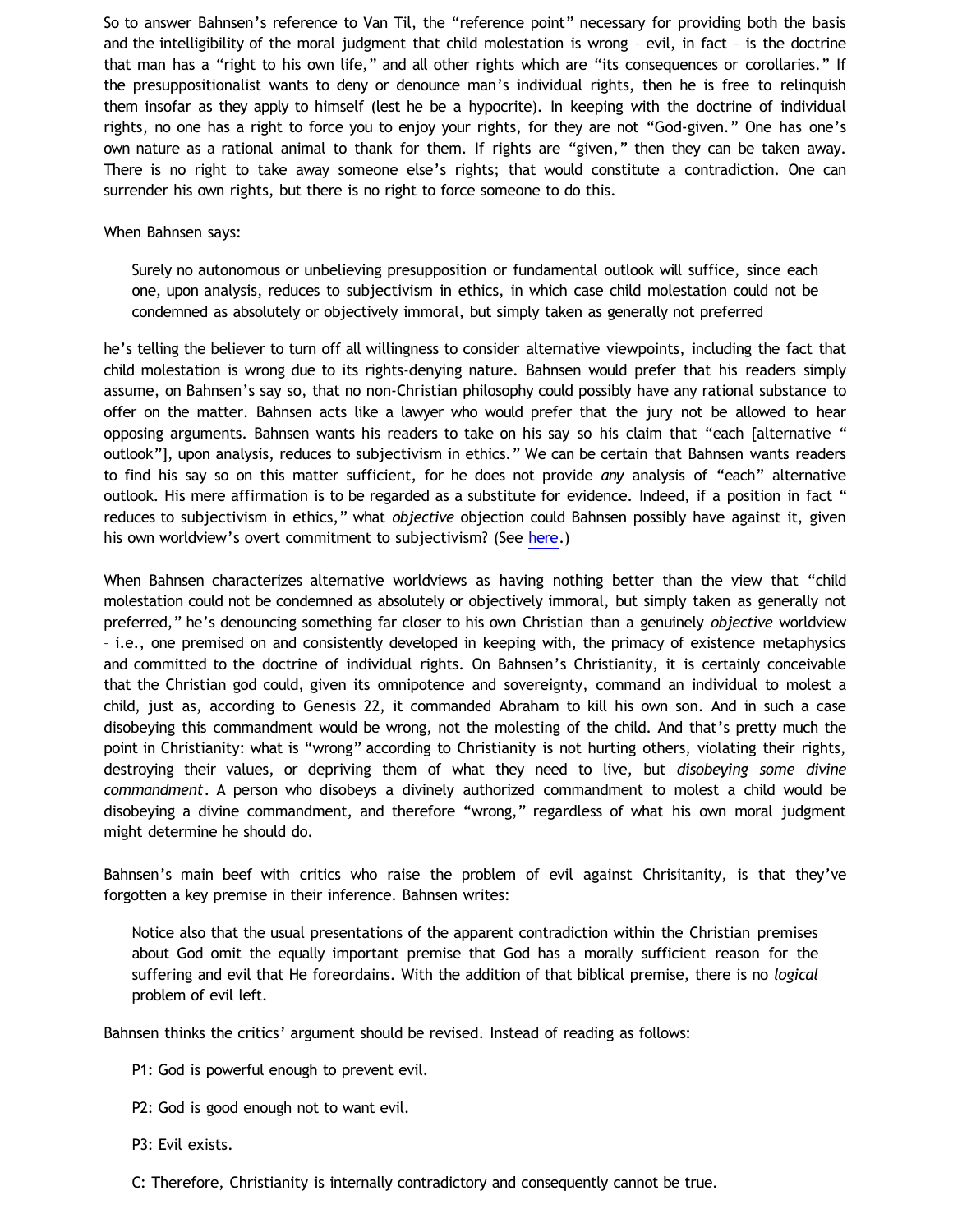So to answer Bahnsen's reference to Van Til, the "reference point" necessary for providing both the basis and the intelligibility of the moral judgment that child molestation is wrong – evil, in fact – is the doctrine that man has a "right to his own life," and all other rights which are "its consequences or corollaries." If the presuppositionalist wants to deny or denounce man's individual rights, then he is free to relinquish them insofar as they apply to himself (lest he be a hypocrite). In keeping with the doctrine of individual rights, no one has a right to force you to enjoy your rights, for they are not "God-given." One has one's own nature as a rational animal to thank for them. If rights are "given," then they can be taken away. There is no right to take away someone else's rights; that would constitute a contradiction. One can surrender his own rights, but there is no right to force someone to do this.

When Bahnsen says:

> Surely no autonomous or unbelieving presupposition or fundamental outlook will suffice, since each one, upon analysis, reduces to subjectivism in ethics, in which case child molestation could not be condemned as absolutely or objectively immoral, but simply taken as generally not preferred

he's telling the believer to turn off all willingness to consider alternative viewpoints, including the fact that child molestation is wrong due to its rights-denying nature. Bahnsen would prefer that his readers simply assume, on Bahnsen's say so, that no non-Christian philosophy could possibly have any rational substance to offer on the matter. Bahnsen acts like a lawyer who would prefer that the jury not be allowed to hear opposing arguments. Bahnsen wants his readers to take on his say so his claim that "each [alternative " outlook"], upon analysis, reduces to subjectivism in ethics." We can be certain that Bahnsen wants readers to find his say so on this matter sufficient, for he does not provide *any* analysis of "each" alternative outlook. His mere affirmation is to be regarded as a substitute for evidence. Indeed, if a position in fact " reduces to subjectivism in ethics," what *objective* objection could Bahnsen possibly have against it, given his own worldview's overt commitment to subjectivism? (See here.)

When Bahnsen characterizes alternative worldviews as having nothing better than the view that "child molestation could not be condemned as absolutely or objectively immoral, but simply taken as generally not preferred," he's denouncing something far closer to his own Christian than a genuinely *objective* worldview – i.e., one premised on and consistently developed in keeping with, the primacy of existence metaphysics and committed to the doctrine of individual rights. On Bahnsen's Christianity, it is certainly conceivable that the Christian god could, given its omnipotence and sovereignty, command an individual to molest a child, just as, according to Genesis 22, it commanded Abraham to kill his own son. And in such a case disobeying this commandment would be wrong, not the molesting of the child. And that's pretty much the point in Christianity: what is "wrong" according to Christianity is not hurting others, violating their rights, destroying their values, or depriving them of what they need to live, but *disobeying some divine commandment*. A person who disobeys a divinely authorized commandment to molest a child would be disobeying a divine commandment, and therefore "wrong," regardless of what his own moral judgment might determine he should do.

Bahnsen's main beef with critics who raise the problem of evil against Chrisitanity, is that they've forgotten a key premise in their inference. Bahnsen writes:

> Notice also that the usual presentations of the apparent contradiction within the Christian premises about God omit the equally important premise that God has a morally sufficient reason for the suffering and evil that He foreordains. With the addition of that biblical premise, there is no *logical* problem of evil left.

Bahnsen thinks the critics' argument should be revised. Instead of reading as follows:

> P1: God is powerful enough to prevent evil.
>
> P2: God is good enough not to want evil.
>
> P3: Evil exists.
>
> C: Therefore, Christianity is internally contradictory and consequently cannot be true.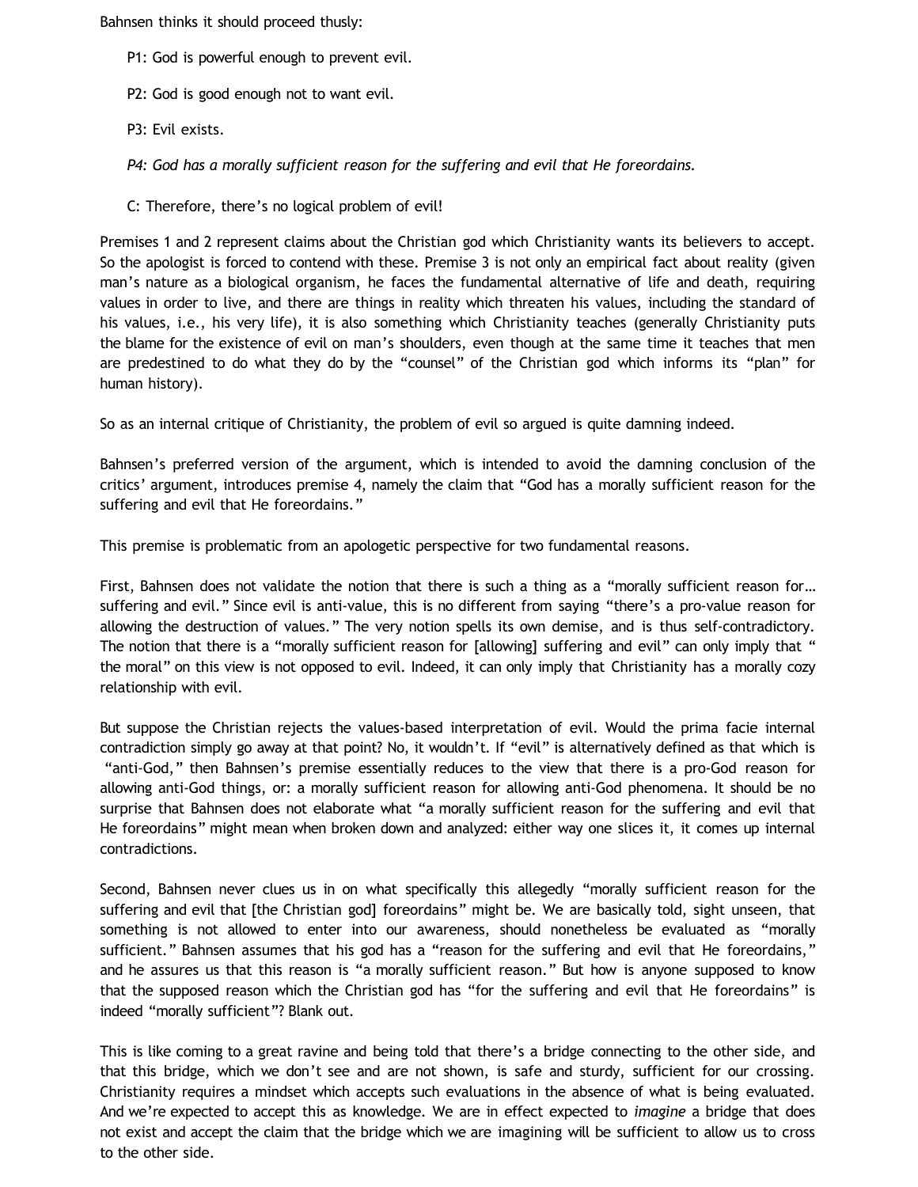Bahnsen thinks it should proceed thusly:

> P1: God is powerful enough to prevent evil.
>
> P2: God is good enough not to want evil.
>
> P3: Evil exists.
>
> *P4: God has a morally sufficient reason for the suffering and evil that He foreordains.*
>
> C: Therefore, there's no logical problem of evil!

Premises 1 and 2 represent claims about the Christian god which Christianity wants its believers to accept. So the apologist is forced to contend with these. Premise 3 is not only an empirical fact about reality (given man's nature as a biological organism, he faces the fundamental alternative of life and death, requiring values in order to live, and there are things in reality which threaten his values, including the standard of his values, i.e., his very life), it is also something which Christianity teaches (generally Christianity puts the blame for the existence of evil on man's shoulders, even though at the same time it teaches that men are predestined to do what they do by the "counsel" of the Christian god which informs its "plan" for human history).

So as an internal critique of Christianity, the problem of evil so argued is quite damning indeed.

Bahnsen's preferred version of the argument, which is intended to avoid the damning conclusion of the critics' argument, introduces premise 4, namely the claim that "God has a morally sufficient reason for the suffering and evil that He foreordains."

This premise is problematic from an apologetic perspective for two fundamental reasons.

First, Bahnsen does not validate the notion that there is such a thing as a "morally sufficient reason for… suffering and evil." Since evil is anti-value, this is no different from saying "there's a pro-value reason for allowing the destruction of values." The very notion spells its own demise, and is thus self-contradictory. The notion that there is a "morally sufficient reason for [allowing] suffering and evil" can only imply that "the moral" on this view is not opposed to evil. Indeed, it can only imply that Christianity has a morally cozy relationship with evil.

But suppose the Christian rejects the values-based interpretation of evil. Would the prima facie internal contradiction simply go away at that point? No, it wouldn't. If "evil" is alternatively defined as that which is "anti-God," then Bahnsen's premise essentially reduces to the view that there is a pro-God reason for allowing anti-God things, or: a morally sufficient reason for allowing anti-God phenomena. It should be no surprise that Bahnsen does not elaborate what "a morally sufficient reason for the suffering and evil that He foreordains" might mean when broken down and analyzed: either way one slices it, it comes up internal contradictions.

Second, Bahnsen never clues us in on what specifically this allegedly "morally sufficient reason for the suffering and evil that [the Christian god] foreordains" might be. We are basically told, sight unseen, that something is not allowed to enter into our awareness, should nonetheless be evaluated as "morally sufficient." Bahnsen assumes that his god has a "reason for the suffering and evil that He foreordains," and he assures us that this reason is "a morally sufficient reason." But how is anyone supposed to know that the supposed reason which the Christian god has "for the suffering and evil that He foreordains" is indeed "morally sufficient"? Blank out.

This is like coming to a great ravine and being told that there's a bridge connecting to the other side, and that this bridge, which we don't see and are not shown, is safe and sturdy, sufficient for our crossing. Christianity requires a mindset which accepts such evaluations in the absence of what is being evaluated. And we're expected to accept this as knowledge. We are in effect expected to *imagine* a bridge that does not exist and accept the claim that the bridge which we are imagining will be sufficient to allow us to cross to the other side.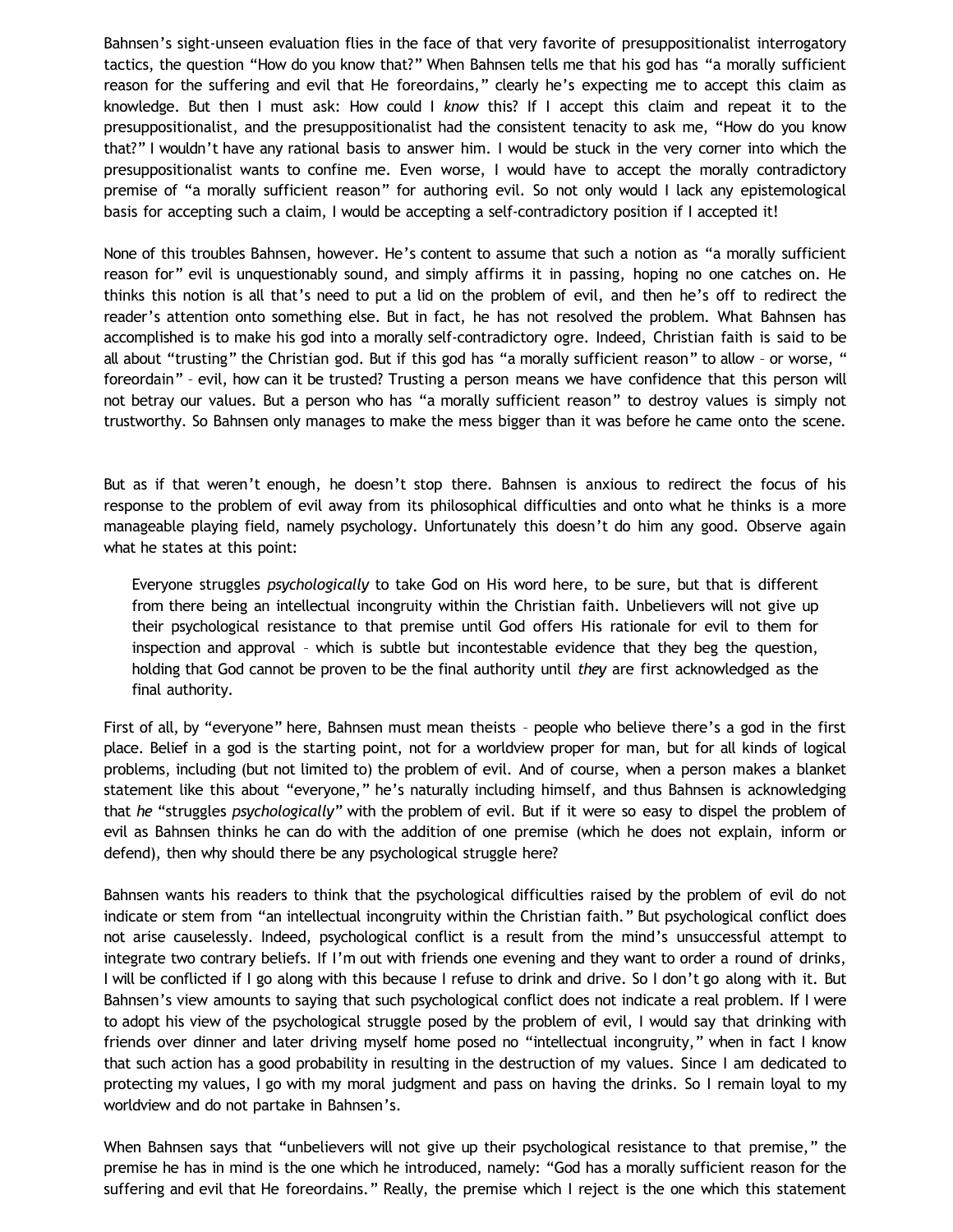Bahnsen's sight-unseen evaluation flies in the face of that very favorite of presuppositionalist interrogatory tactics, the question "How do you know that?" When Bahnsen tells me that his god has "a morally sufficient reason for the suffering and evil that He foreordains," clearly he's expecting me to accept this claim as knowledge. But then I must ask: How could I *know* this? If I accept this claim and repeat it to the presuppositionalist, and the presuppositionalist had the consistent tenacity to ask me, "How do you know that?" I wouldn't have any rational basis to answer him. I would be stuck in the very corner into which the presuppositionalist wants to confine me. Even worse, I would have to accept the morally contradictory premise of "a morally sufficient reason" for authoring evil. So not only would I lack any epistemological basis for accepting such a claim, I would be accepting a self-contradictory position if I accepted it!

None of this troubles Bahnsen, however. He's content to assume that such a notion as "a morally sufficient reason for" evil is unquestionably sound, and simply affirms it in passing, hoping no one catches on. He thinks this notion is all that's need to put a lid on the problem of evil, and then he's off to redirect the reader's attention onto something else. But in fact, he has not resolved the problem. What Bahnsen has accomplished is to make his god into a morally self-contradictory ogre. Indeed, Christian faith is said to be all about "trusting" the Christian god. But if this god has "a morally sufficient reason" to allow – or worse, " foreordain" – evil, how can it be trusted? Trusting a person means we have confidence that this person will not betray our values. But a person who has "a morally sufficient reason" to destroy values is simply not trustworthy. So Bahnsen only manages to make the mess bigger than it was before he came onto the scene.

But as if that weren't enough, he doesn't stop there. Bahnsen is anxious to redirect the focus of his response to the problem of evil away from its philosophical difficulties and onto what he thinks is a more manageable playing field, namely psychology. Unfortunately this doesn't do him any good. Observe again what he states at this point:

> Everyone struggles *psychologically* to take God on His word here, to be sure, but that is different from there being an intellectual incongruity within the Christian faith. Unbelievers will not give up their psychological resistance to that premise until God offers His rationale for evil to them for inspection and approval – which is subtle but incontestable evidence that they beg the question, holding that God cannot be proven to be the final authority until *they* are first acknowledged as the final authority.

First of all, by "everyone" here, Bahnsen must mean theists – people who believe there's a god in the first place. Belief in a god is the starting point, not for a worldview proper for man, but for all kinds of logical problems, including (but not limited to) the problem of evil. And of course, when a person makes a blanket statement like this about "everyone," he's naturally including himself, and thus Bahnsen is acknowledging that *he* "struggles *psychologically*" with the problem of evil. But if it were so easy to dispel the problem of evil as Bahnsen thinks he can do with the addition of one premise (which he does not explain, inform or defend), then why should there be any psychological struggle here?

Bahnsen wants his readers to think that the psychological difficulties raised by the problem of evil do not indicate or stem from "an intellectual incongruity within the Christian faith." But psychological conflict does not arise causelessly. Indeed, psychological conflict is a result from the mind's unsuccessful attempt to integrate two contrary beliefs. If I'm out with friends one evening and they want to order a round of drinks, I will be conflicted if I go along with this because I refuse to drink and drive. So I don't go along with it. But Bahnsen's view amounts to saying that such psychological conflict does not indicate a real problem. If I were to adopt his view of the psychological struggle posed by the problem of evil, I would say that drinking with friends over dinner and later driving myself home posed no "intellectual incongruity," when in fact I know that such action has a good probability in resulting in the destruction of my values. Since I am dedicated to protecting my values, I go with my moral judgment and pass on having the drinks. So I remain loyal to my worldview and do not partake in Bahnsen's.

When Bahnsen says that "unbelievers will not give up their psychological resistance to that premise," the premise he has in mind is the one which he introduced, namely: "God has a morally sufficient reason for the suffering and evil that He foreordains." Really, the premise which I reject is the one which this statement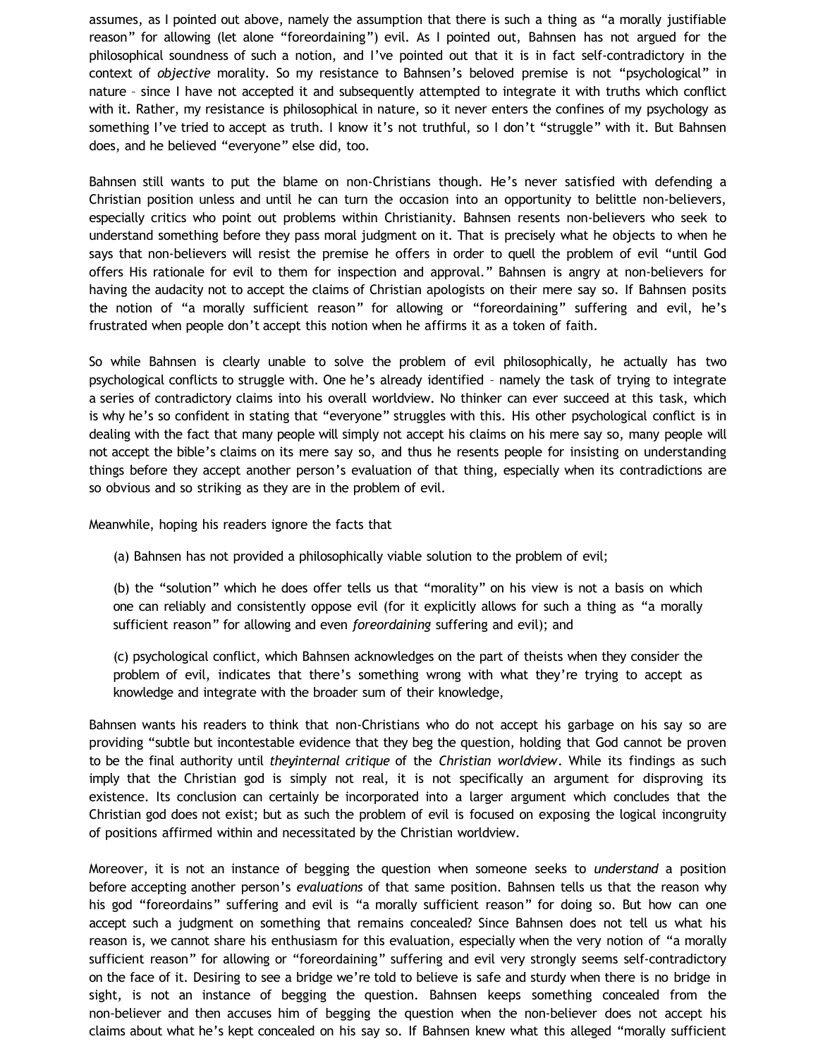assumes, as I pointed out above, namely the assumption that there is such a thing as "a morally justifiable reason" for allowing (let alone "foreordaining") evil. As I pointed out, Bahnsen has not argued for the philosophical soundness of such a notion, and I've pointed out that it is in fact self-contradictory in the context of *objective* morality. So my resistance to Bahnsen's beloved premise is not "psychological" in nature – since I have not accepted it and subsequently attempted to integrate it with truths which conflict with it. Rather, my resistance is philosophical in nature, so it never enters the confines of my psychology as something I've tried to accept as truth. I know it's not truthful, so I don't "struggle" with it. But Bahnsen does, and he believed "everyone" else did, too.

Bahnsen still wants to put the blame on non-Christians though. He's never satisfied with defending a Christian position unless and until he can turn the occasion into an opportunity to belittle non-believers, especially critics who point out problems within Christianity. Bahnsen resents non-believers who seek to understand something before they pass moral judgment on it. That is precisely what he objects to when he says that non-believers will resist the premise he offers in order to quell the problem of evil "until God offers His rationale for evil to them for inspection and approval." Bahnsen is angry at non-believers for having the audacity not to accept the claims of Christian apologists on their mere say so. If Bahnsen posits the notion of "a morally sufficient reason" for allowing or "foreordaining" suffering and evil, he's frustrated when people don't accept this notion when he affirms it as a token of faith.

So while Bahnsen is clearly unable to solve the problem of evil philosophically, he actually has two psychological conflicts to struggle with. One he's already identified – namely the task of trying to integrate a series of contradictory claims into his overall worldview. No thinker can ever succeed at this task, which is why he's so confident in stating that "everyone" struggles with this. His other psychological conflict is in dealing with the fact that many people will simply not accept his claims on his mere say so, many people will not accept the bible's claims on its mere say so, and thus he resents people for insisting on understanding things before they accept another person's evaluation of that thing, especially when its contradictions are so obvious and so striking as they are in the problem of evil.

Meanwhile, hoping his readers ignore the facts that

(a) Bahnsen has not provided a philosophically viable solution to the problem of evil;

(b) the "solution" which he does offer tells us that "morality" on his view is not a basis on which one can reliably and consistently oppose evil (for it explicitly allows for such a thing as "a morally sufficient reason" for allowing and even *foreordaining* suffering and evil); and

(c) psychological conflict, which Bahnsen acknowledges on the part of theists when they consider the problem of evil, indicates that there's something wrong with what they're trying to accept as knowledge and integrate with the broader sum of their knowledge,

Bahnsen wants his readers to think that non-Christians who do not accept his garbage on his say so are providing "subtle but incontestable evidence that they beg the question, holding that God cannot be proven to be the final authority until *theyinternal critique* of the *Christian worldview*. While its findings as such imply that the Christian god is simply not real, it is not specifically an argument for disproving its existence. Its conclusion can certainly be incorporated into a larger argument which concludes that the Christian god does not exist; but as such the problem of evil is focused on exposing the logical incongruity of positions affirmed within and necessitated by the Christian worldview.

Moreover, it is not an instance of begging the question when someone seeks to *understand* a position before accepting another person's *evaluations* of that same position. Bahnsen tells us that the reason why his god "foreordains" suffering and evil is "a morally sufficient reason" for doing so. But how can one accept such a judgment on something that remains concealed? Since Bahnsen does not tell us what his reason is, we cannot share his enthusiasm for this evaluation, especially when the very notion of "a morally sufficient reason" for allowing or "foreordaining" suffering and evil very strongly seems self-contradictory on the face of it. Desiring to see a bridge we're told to believe is safe and sturdy when there is no bridge in sight, is not an instance of begging the question. Bahnsen keeps something concealed from the non-believer and then accuses him of begging the question when the non-believer does not accept his claims about what he's kept concealed on his say so. If Bahnsen knew what this alleged "morally sufficient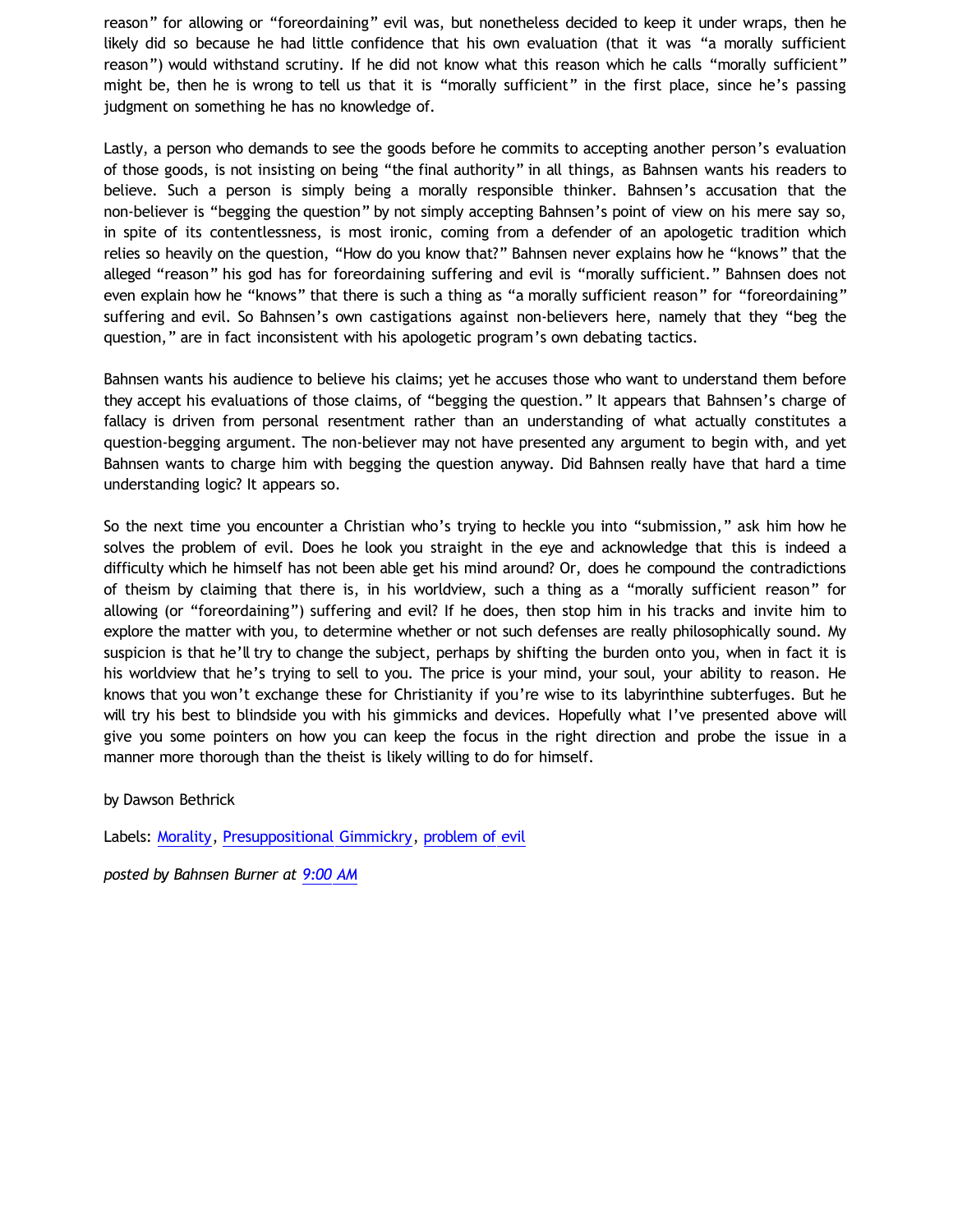reason" for allowing or "foreordaining" evil was, but nonetheless decided to keep it under wraps, then he likely did so because he had little confidence that his own evaluation (that it was "a morally sufficient reason") would withstand scrutiny. If he did not know what this reason which he calls "morally sufficient" might be, then he is wrong to tell us that it is "morally sufficient" in the first place, since he's passing judgment on something he has no knowledge of.

Lastly, a person who demands to see the goods before he commits to accepting another person's evaluation of those goods, is not insisting on being "the final authority" in all things, as Bahnsen wants his readers to believe. Such a person is simply being a morally responsible thinker. Bahnsen's accusation that the non-believer is "begging the question" by not simply accepting Bahnsen's point of view on his mere say so, in spite of its contentlessness, is most ironic, coming from a defender of an apologetic tradition which relies so heavily on the question, "How do you know that?" Bahnsen never explains how he "knows" that the alleged "reason" his god has for foreordaining suffering and evil is "morally sufficient." Bahnsen does not even explain how he "knows" that there is such a thing as "a morally sufficient reason" for "foreordaining" suffering and evil. So Bahnsen's own castigations against non-believers here, namely that they "beg the question," are in fact inconsistent with his apologetic program's own debating tactics.

Bahnsen wants his audience to believe his claims; yet he accuses those who want to understand them before they accept his evaluations of those claims, of "begging the question." It appears that Bahnsen's charge of fallacy is driven from personal resentment rather than an understanding of what actually constitutes a question-begging argument. The non-believer may not have presented any argument to begin with, and yet Bahnsen wants to charge him with begging the question anyway. Did Bahnsen really have that hard a time understanding logic? It appears so.

So the next time you encounter a Christian who's trying to heckle you into "submission," ask him how he solves the problem of evil. Does he look you straight in the eye and acknowledge that this is indeed a difficulty which he himself has not been able get his mind around? Or, does he compound the contradictions of theism by claiming that there is, in his worldview, such a thing as a "morally sufficient reason" for allowing (or "foreordaining") suffering and evil? If he does, then stop him in his tracks and invite him to explore the matter with you, to determine whether or not such defenses are really philosophically sound. My suspicion is that he'll try to change the subject, perhaps by shifting the burden onto you, when in fact it is his worldview that he's trying to sell to you. The price is your mind, your soul, your ability to reason. He knows that you won't exchange these for Christianity if you're wise to its labyrinthine subterfuges. But he will try his best to blindside you with his gimmicks and devices. Hopefully what I've presented above will give you some pointers on how you can keep the focus in the right direction and probe the issue in a manner more thorough than the theist is likely willing to do for himself.

by Dawson Bethrick

Labels: Morality, Presuppositional Gimmickry, problem of evil

*posted by Bahnsen Burner at 9:00 AM*